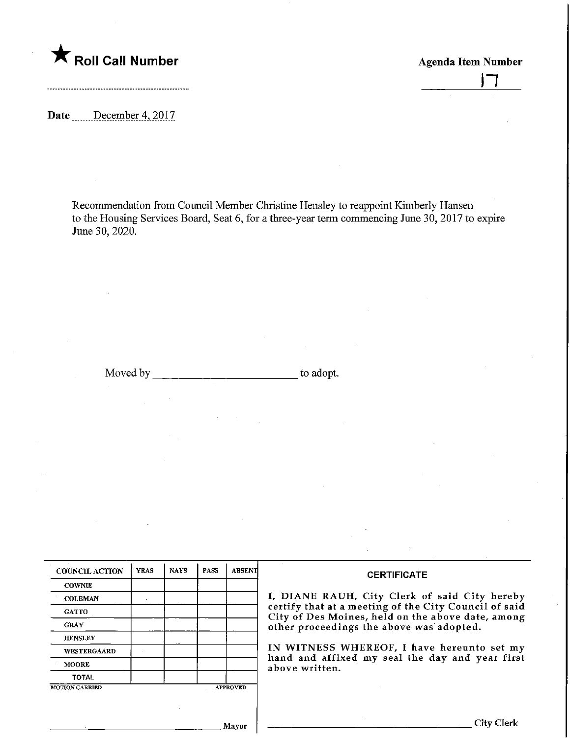★ **Roll Call Number**

**Agenda Item Number**

17

**Date** December 4, 2017

Recommendation from Council Member Christine Hensley to reappoint Kimberly Hansen to the Housing Services Board, Seat 6, for a three-year term commencing June 30, 2017 to expire June 30, 2020.

Moved by ________________________ to adopt.

| COUNCIL ACTION | YEAS | NAYS | PASS | ABSENT |
|---|---|---|---|---|
| COWNIE | | | | |
| COLEMAN | | | | |
| GATTO | | | | |
| GRAY | | | | |
| HENSLEY | | | | |
| WESTERGAARD | | | | |
| MOORE | | | | |
| TOTAL | | | | |

MOTION CARRIED APPROVED

________________________ Mayor

**CERTIFICATE**

I, DIANE RAUH, City Clerk of said City hereby certify that at a meeting of the City Council of said City of Des Moines, held on the above date, among other proceedings the above was adopted.

IN WITNESS WHEREOF, I have hereunto set my hand and affixed my seal the day and year first above written.

________________________ City Clerk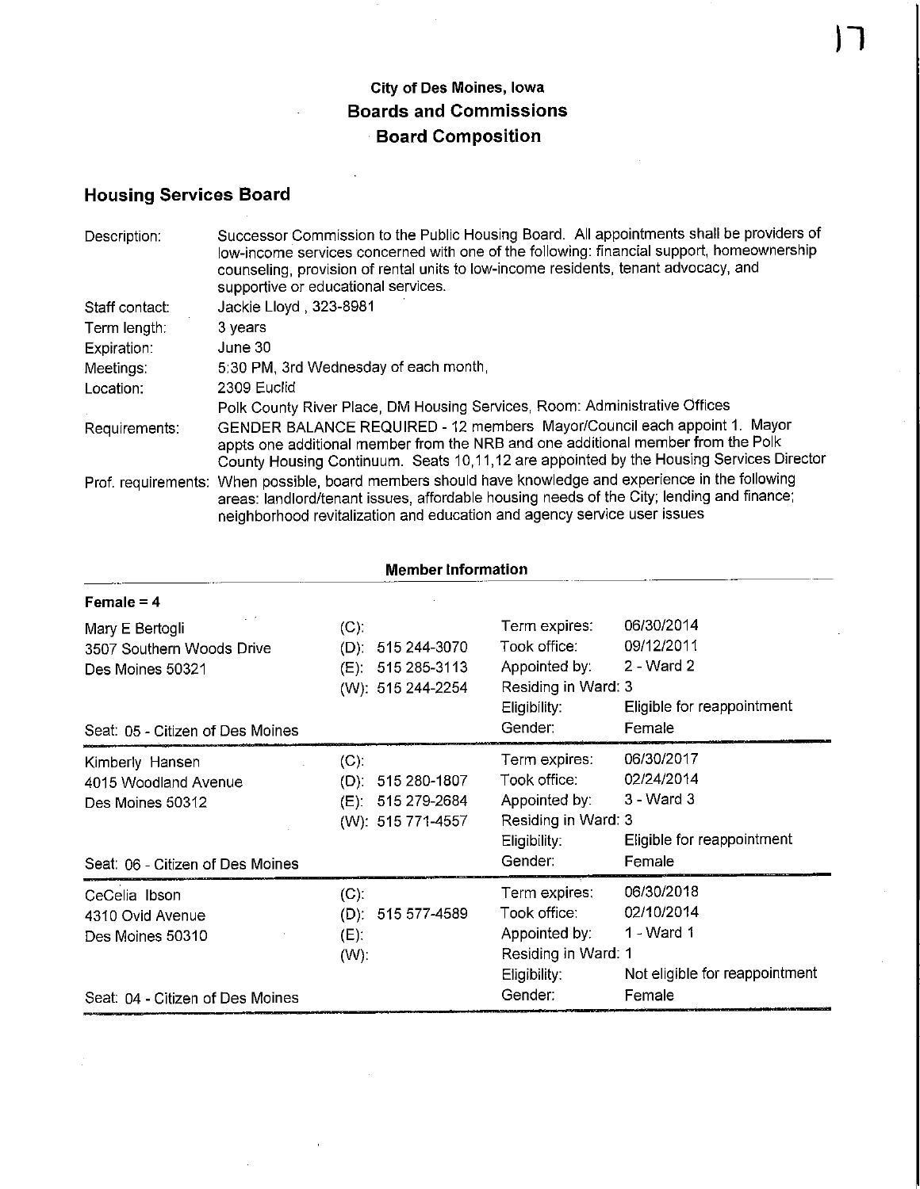# City of Des Moines, Iowa
## Boards and Commissions
## Board Composition

### Housing Services Board

| | |
|---|---|
| Description: | Successor Commission to the Public Housing Board. All appointments shall be providers of low-income services concerned with one of the following: financial support, homeownership counseling, provision of rental units to low-income residents, tenant advocacy, and supportive or educational services. |
| Staff contact: | Jackie Lloyd , 323-8981 |
| Term length: | 3 years |
| Expiration: | June 30 |
| Meetings: | 5:30 PM, 3rd Wednesday of each month, |
| Location: | 2309 Euclid<br>Polk County River Place, DM Housing Services, Room: Administrative Offices |
| Requirements: | GENDER BALANCE REQUIRED - 12 members Mayor/Council each appoint 1. Mayor appts one additional member from the NRB and one additional member from the Polk County Housing Continuum. Seats 10,11,12 are appointed by the Housing Services Director |
| Prof. requirements: | When possible, board members should have knowledge and experience in the following areas: landlord/tenant issues, affordable housing needs of the City; lending and finance; neighborhood revitalization and education and agency service user issues |

**Member Information**

**Female = 4**

| Member | Phone | | |
|---|---|---|---|
| Mary E Bertogli<br>3507 Southern Woods Drive<br>Des Moines 50321<br><br>Seat: 05 - Citizen of Des Moines | (C):<br>(D): 515 244-3070<br>(E): 515 285-3113<br>(W): 515 244-2254 | Term expires:<br>Took office:<br>Appointed by:<br>Residing in Ward:<br>Eligibility:<br>Gender: | 06/30/2014<br>09/12/2011<br>2 - Ward 2<br>3<br>Eligible for reappointment<br>Female |
| Kimberly Hansen<br>4015 Woodland Avenue<br>Des Moines 50312<br><br>Seat: 06 - Citizen of Des Moines | (C):<br>(D): 515 280-1807<br>(E): 515 279-2684<br>(W): 515 771-4557 | Term expires:<br>Took office:<br>Appointed by:<br>Residing in Ward:<br>Eligibility:<br>Gender: | 06/30/2017<br>02/24/2014<br>3 - Ward 3<br>3<br>Eligible for reappointment<br>Female |
| CeCelia Ibson<br>4310 Ovid Avenue<br>Des Moines 50310<br><br>Seat: 04 - Citizen of Des Moines | (C):<br>(D): 515 577-4589<br>(E):<br>(W): | Term expires:<br>Took office:<br>Appointed by:<br>Residing in Ward:<br>Eligibility:<br>Gender: | 06/30/2018<br>02/10/2014<br>1 - Ward 1<br>1<br>Not eligible for reappointment<br>Female |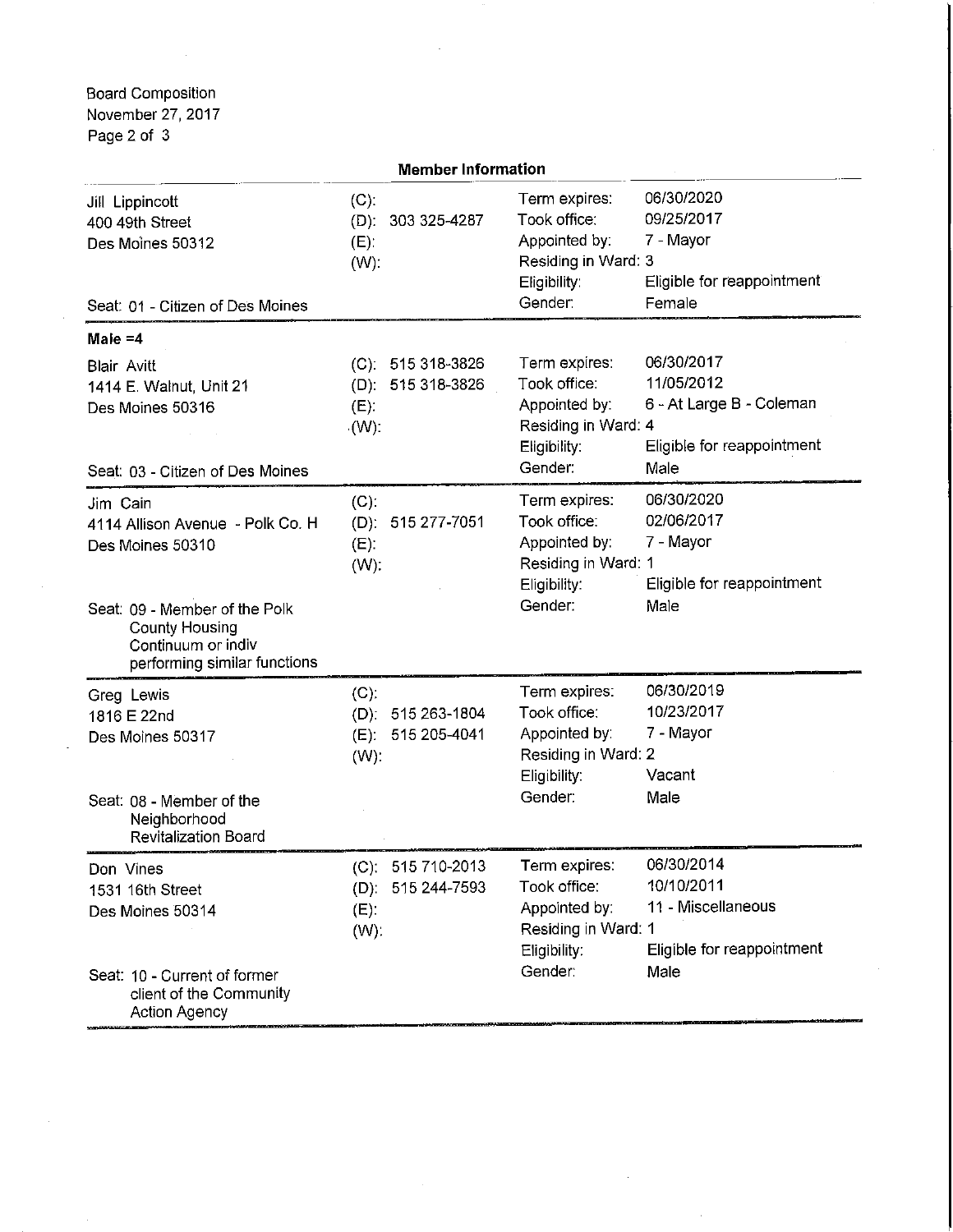Board Composition
November 27, 2017

## Member Information

| Member | Contact | Details | |
|---|---|---|---|
| Jill Lippincott<br>400 49th Street<br>Des Moines 50312<br><br>Seat: 01 - Citizen of Des Moines | (C):<br>(D): 303 325-4287<br>(E):<br>(W): | Term expires:<br>Took office:<br>Appointed by:<br>Residing in Ward:<br>Eligibility:<br>Gender: | 06/30/2020<br>09/25/2017<br>7 - Mayor<br>3<br>Eligible for reappointment<br>Female |

**Male =4**

| Member | Contact | Details | |
|---|---|---|---|
| Blair Avitt<br>1414 E. Walnut, Unit 21<br>Des Moines 50316<br><br>Seat: 03 - Citizen of Des Moines | (C): 515 318-3826<br>(D): 515 318-3826<br>(E):<br>(W): | Term expires:<br>Took office:<br>Appointed by:<br>Residing in Ward:<br>Eligibility:<br>Gender: | 06/30/2017<br>11/05/2012<br>6 - At Large B - Coleman<br>4<br>Eligible for reappointment<br>Male |
| Jim Cain<br>4114 Allison Avenue - Polk Co. H<br>Des Moines 50310<br><br>Seat: 09 - Member of the Polk County Housing Continuum or indiv performing similar functions | (C):<br>(D): 515 277-7051<br>(E):<br>(W): | Term expires:<br>Took office:<br>Appointed by:<br>Residing in Ward:<br>Eligibility:<br>Gender: | 06/30/2020<br>02/06/2017<br>7 - Mayor<br>1<br>Eligible for reappointment<br>Male |
| Greg Lewis<br>1816 E 22nd<br>Des Moines 50317<br><br>Seat: 08 - Member of the Neighborhood Revitalization Board | (C):<br>(D): 515 263-1804<br>(E): 515 205-4041<br>(W): | Term expires:<br>Took office:<br>Appointed by:<br>Residing in Ward:<br>Eligibility:<br>Gender: | 06/30/2019<br>10/23/2017<br>7 - Mayor<br>2<br>Vacant<br>Male |
| Don Vines<br>1531 16th Street<br>Des Moines 50314<br><br>Seat: 10 - Current of former client of the Community Action Agency | (C): 515 710-2013<br>(D): 515 244-7593<br>(E):<br>(W): | Term expires:<br>Took office:<br>Appointed by:<br>Residing in Ward:<br>Eligibility:<br>Gender: | 06/30/2014<br>10/10/2011<br>11 - Miscellaneous<br>1<br>Eligible for reappointment<br>Male |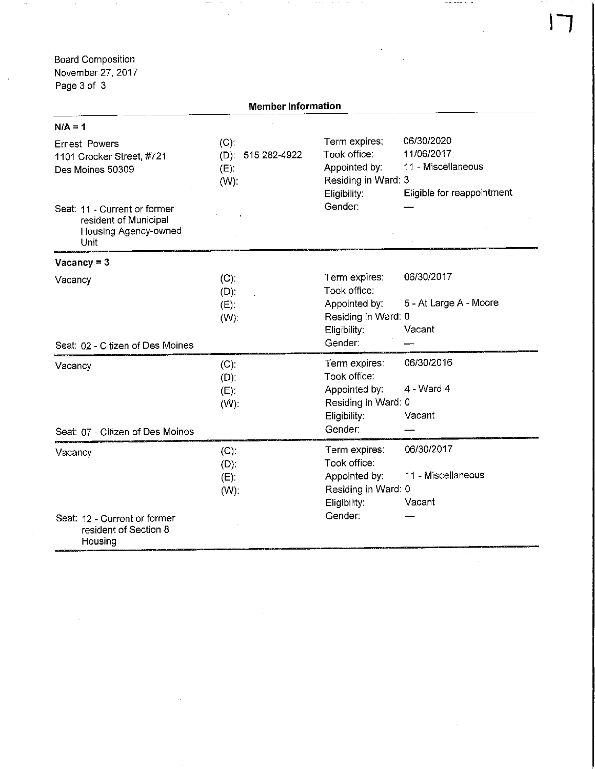Board Composition
November 27, 2017

## Member Information

**N/A = 1**

Ernest Powers
1101 Crocker Street, #721
Des Moines 50309

(C):
(D): 515 282-4922
(E):
(W):

Term expires: 06/30/2020
Took office: 11/06/2017
Appointed by: 11 - Miscellaneous
Residing in Ward: 3
Eligibility: Eligible for reappointment
Gender: —

Seat: 11 - Current or former resident of Municipal Housing Agency-owned Unit

---

**Vacancy = 3**

Vacancy

(C):
(D):
(E):
(W):

Term expires: 06/30/2017
Took office:
Appointed by: 5 - At Large A - Moore
Residing in Ward: 0
Eligibility: Vacant
Gender: —

Seat: 02 - Citizen of Des Moines

---

Vacancy

(C):
(D):
(E):
(W):

Term expires: 06/30/2016
Took office:
Appointed by: 4 - Ward 4
Residing in Ward: 0
Eligibility: Vacant
Gender: —

Seat: 07 - Citizen of Des Moines

---

Vacancy

(C):
(D):
(E):
(W):

Term expires: 06/30/2017
Took office:
Appointed by: 11 - Miscellaneous
Residing in Ward: 0
Eligibility: Vacant
Gender: —

Seat: 12 - Current or former resident of Section 8 Housing